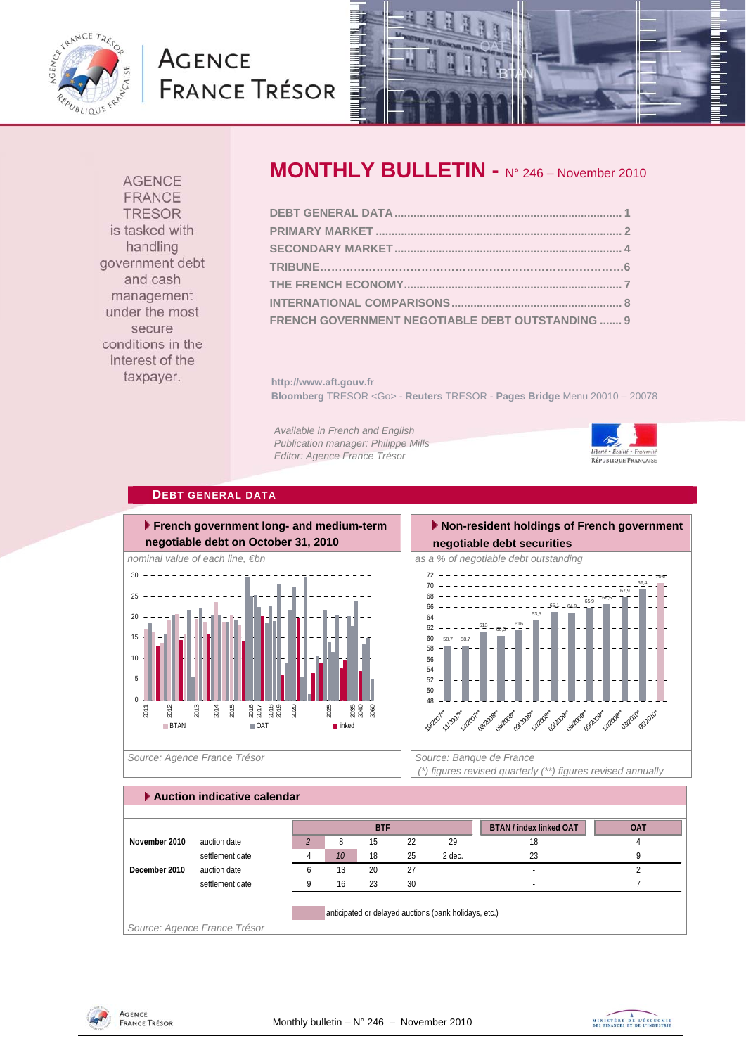# MONTHLY BULLETIN - N° 246 – November 2010

AGENCE FRANCE TRESOR is tasked with handling government debt and cash management under the most secure conditions in the interest of the taxpayer.

- DEBT GENERAL DATA ........ 1
- PRIMARY MARKET ........ 2
- SECONDARY MARKET ........ 4
- TRIBUNE ........ 6
- THE FRENCH ECONOMY ........ 7
- INTERNATIONAL COMPARISONS ........ 8
- FRENCH GOVERNMENT NEGOTIABLE DEBT OUTSTANDING ....... 9

**http://www.aft.gouv.fr**
**Bloomberg** TRESOR <Go> - **Reuters** TRESOR - **Pages Bridge** Menu 20010 – 20078

*Available in French and English*
*Publication manager: Philippe Mills*
*Editor: Agence France Trésor*

## DEBT GENERAL DATA

### French government long- and medium-term negotiable debt on October 31, 2010

*nominal value of each line, €bn*

Source: Agence France Trésor

### Non-resident holdings of French government negotiable debt securities

*as a % of negotiable debt outstanding*

| Period | % |
|---|---|
| 10/2007** | 58.7 |
| 11/2007** | 58.7 |
| 12/2007** | 61.3 |
| 03/2008** | 60.8 |
| 06/2008** | 61.6 |
| 09/2008** | 63.5 |
| 12/2008** | 65.1 |
| 03/2009** | 64.9 |
| 06/2009** | 65.9 |
| 09/2009** | 66.5 |
| 12/2009** | 67.9 |
| 03/2010* | 69.4 |
| 06/2010* | 70.6 |

Source: Banque de France
*(*) figures revised quarterly (**) figures revised annually*

### Auction indicative calendar

| | | BTF | | | | | BTAN / index linked OAT | OAT |
|---|---|---|---|---|---|---|---|---|
| November 2010 | auction date | 2 | 8 | 15 | 22 | 29 | 18 | 4 |
| | settlement date | 4 | 10 | 18 | 25 | 2 dec. | 23 | 9 |
| December 2010 | auction date | 6 | 13 | 20 | 27 | | - | 2 |
| | settlement date | 9 | 16 | 23 | 30 | | - | 7 |

(highlighted) anticipated or delayed auctions (bank holidays, etc.)

Source: Agence France Trésor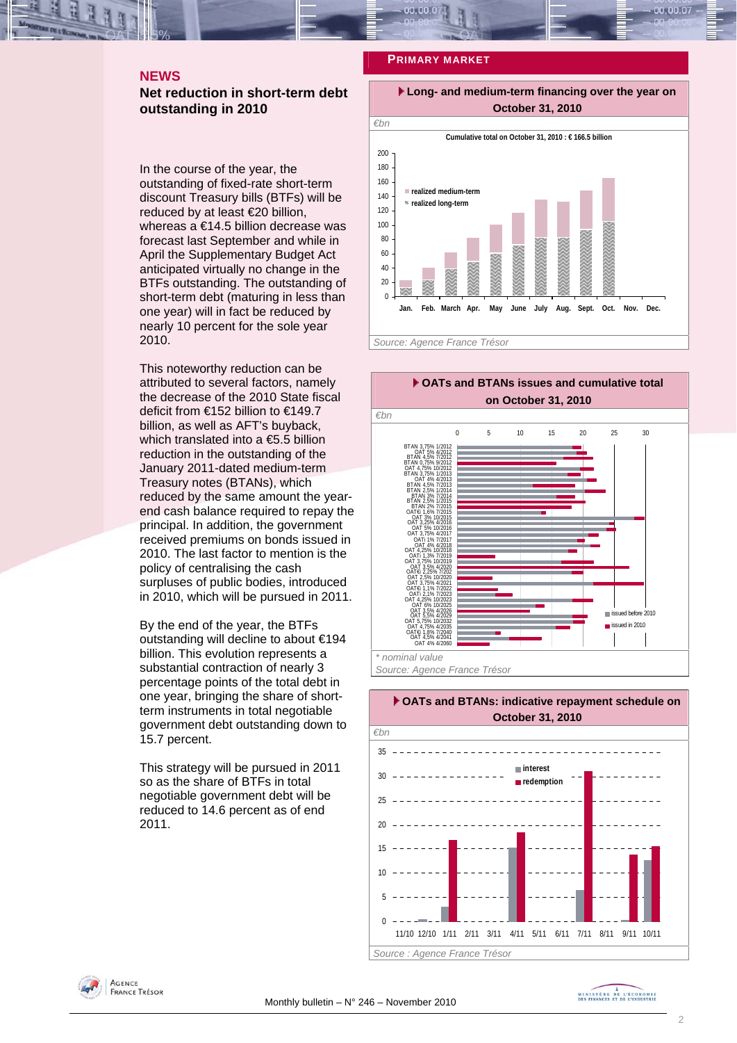## NEWS

### Net reduction in short-term debt outstanding in 2010

In the course of the year, the outstanding of fixed-rate short-term discount Treasury bills (BTFs) will be reduced by at least €20 billion, whereas a €14.5 billion decrease was forecast last September and while in April the Supplementary Budget Act anticipated virtually no change in the BTFs outstanding. The outstanding of short-term debt (maturing in less than one year) will in fact be reduced by nearly 10 percent for the sole year 2010.

This noteworthy reduction can be attributed to several factors, namely the decrease of the 2010 State fiscal deficit from €152 billion to €149.7 billion, as well as AFT's buyback, which translated into a €5.5 billion reduction in the outstanding of the January 2011-dated medium-term Treasury notes (BTANs), which reduced by the same amount the year-end cash balance required to repay the principal. In addition, the government received premiums on bonds issued in 2010. The last factor to mention is the policy of centralising the cash surpluses of public bodies, introduced in 2010, which will be pursued in 2011.

By the end of the year, the BTFs outstanding will decline to about €194 billion. This evolution represents a substantial contraction of nearly 3 percentage points of the total debt in one year, bringing the share of short-term instruments in total negotiable government debt outstanding down to 15.7 percent.

This strategy will be pursued in 2011 so as the share of BTFs in total negotiable government debt will be reduced to 14.6 percent as of end 2011.

## PRIMARY MARKET

**Long- and medium-term financing over the year on October 31, 2010**

€bn

Cumulative total on October 31, 2010 : € 166.5 billion

Source: Agence France Trésor

**OATs and BTANs issues and cumulative total on October 31, 2010**

€bn

\* nominal value

Source: Agence France Trésor

**OATs and BTANs: indicative repayment schedule on October 31, 2010**

€bn

Source : Agence France Trésor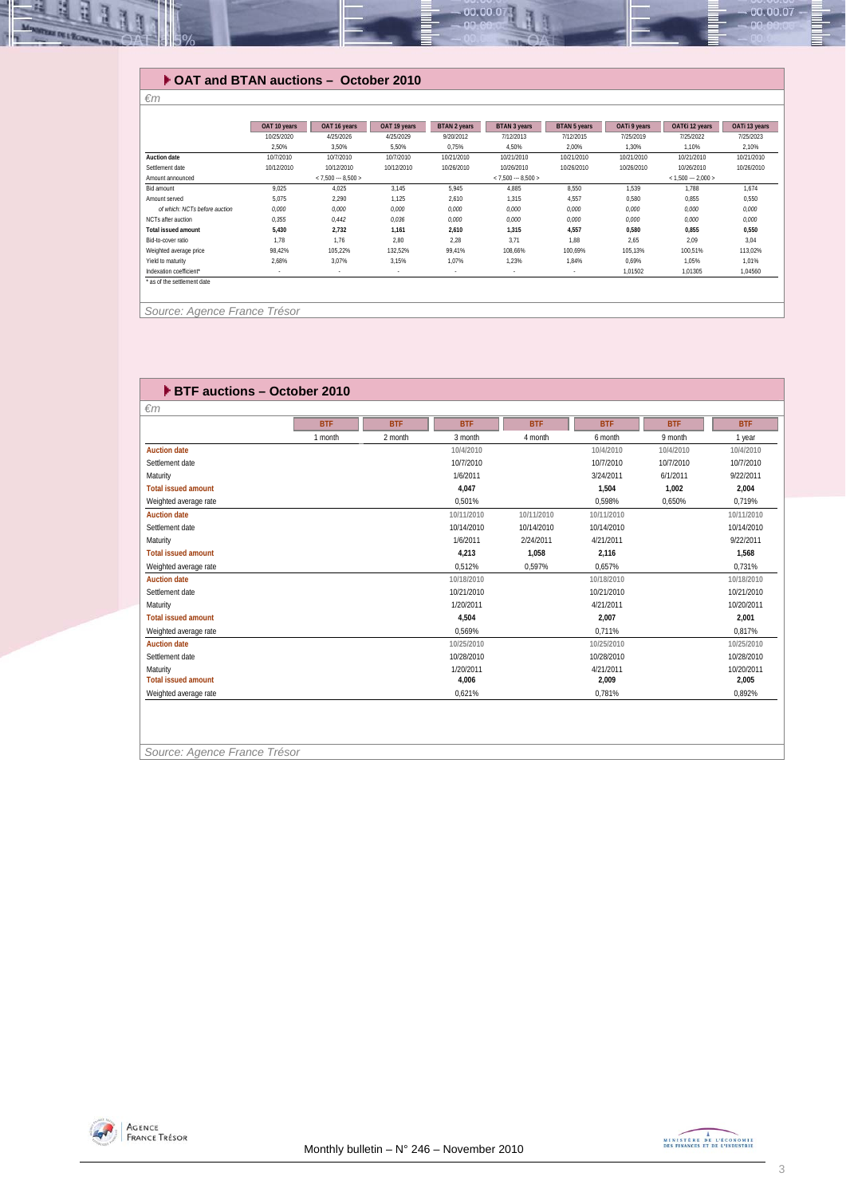## OAT and BTAN auctions – October 2010

*€m*

| | OAT 10 years | OAT 16 years | OAT 19 years | BTAN 2 years | BTAN 3 years | BTAN 5 years | OATi 9 years | OAT€i 12 years | OATi 13 years |
|---|---|---|---|---|---|---|---|---|---|
| | 10/25/2020 | 4/25/2026 | 4/25/2029 | 9/20/2012 | 7/12/2013 | 7/12/2015 | 7/25/2019 | 7/25/2022 | 7/25/2023 |
| | 2,50% | 3,50% | 5,50% | 0,75% | 4,50% | 2,00% | 1,30% | 1,10% | 2,10% |
| **Auction date** | 10/7/2010 | 10/7/2010 | 10/7/2010 | 10/21/2010 | 10/21/2010 | 10/21/2010 | 10/21/2010 | 10/21/2010 | 10/21/2010 |
| Settlement date | 10/12/2010 | 10/12/2010 | 10/12/2010 | 10/26/2010 | 10/26/2010 | 10/26/2010 | 10/26/2010 | 10/26/2010 | 10/26/2010 |
| Amount announced | | < 7,500 --- 8,500 > | | | < 7,500 --- 8,500 > | | | < 1,500 --- 2,000 > | |
| Bid amount | 9,025 | 4,025 | 3,145 | 5,945 | 4,885 | 8,550 | 1,539 | 1,788 | 1,674 |
| Amount served | 5,075 | 2,290 | 1,125 | 2,610 | 1,315 | 4,557 | 0,580 | 0,855 | 0,550 |
| *of which: NCTs before auction* | *0,000* | *0,000* | *0,000* | *0,000* | *0,000* | *0,000* | *0,000* | *0,000* | *0,000* |
| NCTs after auction | *0,355* | *0,442* | *0,036* | *0,000* | *0,000* | *0,000* | *0,000* | *0,000* | *0,000* |
| **Total issued amount** | **5,430** | **2,732** | **1,161** | **2,610** | **1,315** | **4,557** | **0,580** | **0,855** | **0,550** |
| Bid-to-cover ratio | 1,78 | 1,76 | 2,80 | 2,28 | 3,71 | 1,88 | 2,65 | 2,09 | 3,04 |
| Weighted average price | 98,42% | 105,22% | 132,52% | 99,41% | 108,66% | 100,69% | 105,13% | 100,51% | 113,02% |
| Yield to maturity | 2,68% | 3,07% | 3,15% | 1,07% | 1,23% | 1,84% | 0,69% | 1,05% | 1,01% |
| Indexation coefficient* | - | - | - | - | - | - | 1,01502 | 1,01305 | 1,04560 |

\* as of the settlement date

*Source: Agence France Trésor*

## BTF auctions – October 2010

*€m*

| | BTF | BTF | BTF | BTF | BTF | BTF | BTF |
|---|---|---|---|---|---|---|---|
| | 1 month | 2 month | 3 month | 4 month | 6 month | 9 month | 1 year |
| **Auction date** | | | 10/4/2010 | | 10/4/2010 | 10/4/2010 | 10/4/2010 |
| Settlement date | | | 10/7/2010 | | 10/7/2010 | 10/7/2010 | 10/7/2010 |
| Maturity | | | 1/6/2011 | | 3/24/2011 | 6/1/2011 | 9/22/2011 |
| **Total issued amount** | | | **4,047** | | **1,504** | **1,002** | **2,004** |
| Weighted average rate | | | 0,501% | | 0,598% | 0,650% | 0,719% |
| **Auction date** | | | 10/11/2010 | 10/11/2010 | 10/11/2010 | | 10/11/2010 |
| Settlement date | | | 10/14/2010 | 10/14/2010 | 10/14/2010 | | 10/14/2010 |
| Maturity | | | 1/6/2011 | 2/24/2011 | 4/21/2011 | | 9/22/2011 |
| **Total issued amount** | | | **4,213** | **1,058** | **2,116** | | **1,568** |
| Weighted average rate | | | 0,512% | 0,597% | 0,657% | | 0,731% |
| **Auction date** | | | 10/18/2010 | | 10/18/2010 | | 10/18/2010 |
| Settlement date | | | 10/21/2010 | | 10/21/2010 | | 10/21/2010 |
| Maturity | | | 1/20/2011 | | 4/21/2011 | | 10/20/2011 |
| **Total issued amount** | | | **4,504** | | **2,007** | | **2,001** |
| Weighted average rate | | | 0,569% | | 0,711% | | 0,817% |
| **Auction date** | | | 10/25/2010 | | 10/25/2010 | | 10/25/2010 |
| Settlement date | | | 10/28/2010 | | 10/28/2010 | | 10/28/2010 |
| Maturity | | | 1/20/2011 | | 4/21/2011 | | 10/20/2011 |
| **Total issued amount** | | | **4,006** | | **2,009** | | **2,005** |
| Weighted average rate | | | 0,621% | | 0,781% | | 0,892% |

*Source: Agence France Trésor*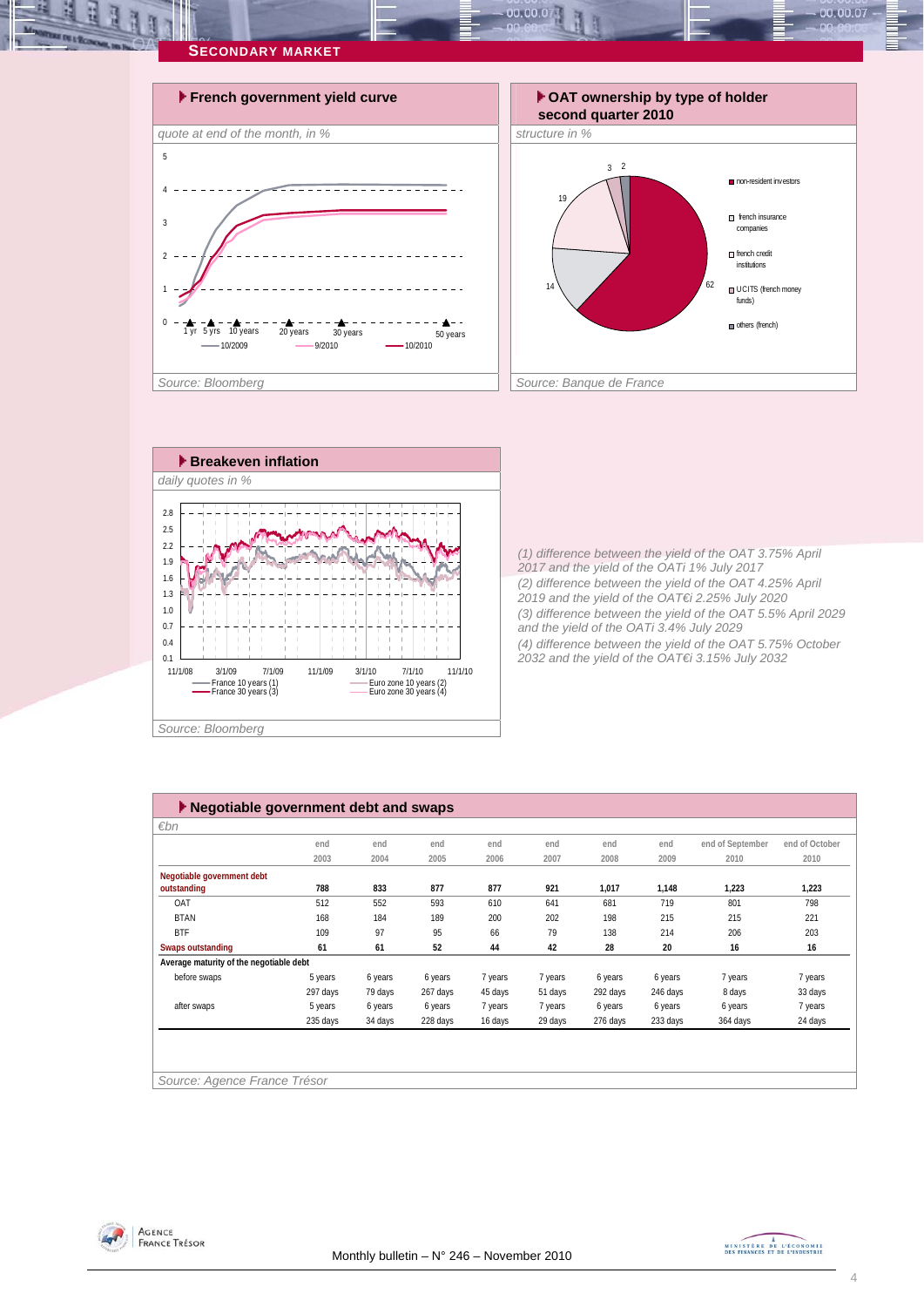## Secondary market

### French government yield curve

*quote at end of the month, in %*

Source: Bloomberg

### OAT ownership by type of holder second quarter 2010

*structure in %*

Source: Banque de France

### Breakeven inflation

*daily quotes in %*

Source: Bloomberg

(1) difference between the yield of the OAT 3.75% April 2017 and the yield of the OATi 1% July 2017
(2) difference between the yield of the OAT 4.25% April 2019 and the yield of the OAT€i 2.25% July 2020
(3) difference between the yield of the OAT 5.5% April 2029 and the yield of the OATi 3.4% July 2029
(4) difference between the yield of the OAT 5.75% October 2032 and the yield of the OAT€i 3.15% July 2032

### Negotiable government debt and swaps

*€bn*

| | end 2003 | end 2004 | end 2005 | end 2006 | end 2007 | end 2008 | end 2009 | end of September 2010 | end of October 2010 |
|---|---|---|---|---|---|---|---|---|---|
| **Negotiable government debt outstanding** | **788** | **833** | **877** | **877** | **921** | **1,017** | **1,148** | **1,223** | **1,223** |
| OAT | 512 | 552 | 593 | 610 | 641 | 681 | 719 | 801 | 798 |
| BTAN | 168 | 184 | 189 | 200 | 202 | 198 | 215 | 215 | 221 |
| BTF | 109 | 97 | 95 | 66 | 79 | 138 | 214 | 206 | 203 |
| **Swaps outstanding** | **61** | **61** | **52** | **44** | **42** | **28** | **20** | **16** | **16** |
| **Average maturity of the negotiable debt** | | | | | | | | | |
| before swaps | 5 years | 6 years | 6 years | 7 years | 7 years | 6 years | 6 years | 7 years | 7 years |
| | 297 days | 79 days | 267 days | 45 days | 51 days | 292 days | 246 days | 8 days | 33 days |
| after swaps | 5 years | 6 years | 6 years | 7 years | 7 years | 6 years | 6 years | 6 years | 7 years |
| | 235 days | 34 days | 228 days | 16 days | 29 days | 276 days | 233 days | 364 days | 24 days |

Source: Agence France Trésor

Monthly bulletin – N° 246 – November 2010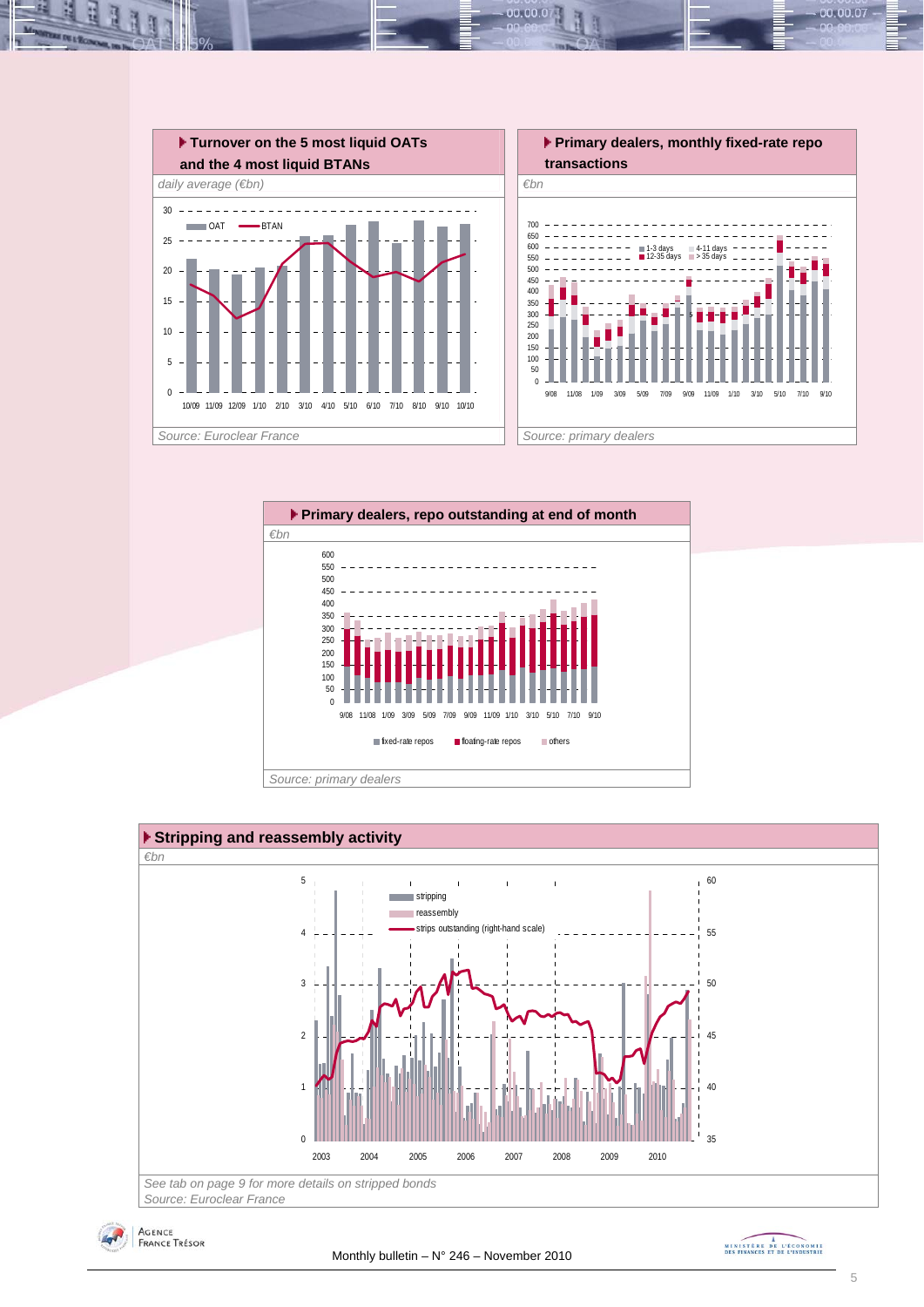### ▸ Turnover on the 5 most liquid OATs and the 4 most liquid BTANs

*daily average (€bn)*

OAT — BTAN

10/09 11/09 12/09 1/10 2/10 3/10 4/10 5/10 6/10 7/10 8/10 9/10 10/10

*Source: Euroclear France*

### ▸ Primary dealers, monthly fixed-rate repo transactions

*€bn*

1-3 days — 4-11 days — 12-35 days — > 35 days

9/08 11/08 1/09 3/09 5/09 7/09 9/09 11/09 1/10 3/10 5/10 7/10 9/10

*Source: primary dealers*

### ▸ Primary dealers, repo outstanding at end of month

*€bn*

fixed-rate repos — floating-rate repos — others

9/08 11/08 1/09 3/09 5/09 7/09 9/09 11/09 1/10 3/10 5/10 7/10 9/10

*Source: primary dealers*

### ▸ Stripping and reassembly activity

*€bn*

stripping — reassembly — strips outstanding (right-hand scale)

2003 2004 2005 2006 2007 2008 2009 2010

*See tab on page 9 for more details on stripped bonds*

*Source: Euroclear France*

Monthly bulletin – N° 246 – November 2010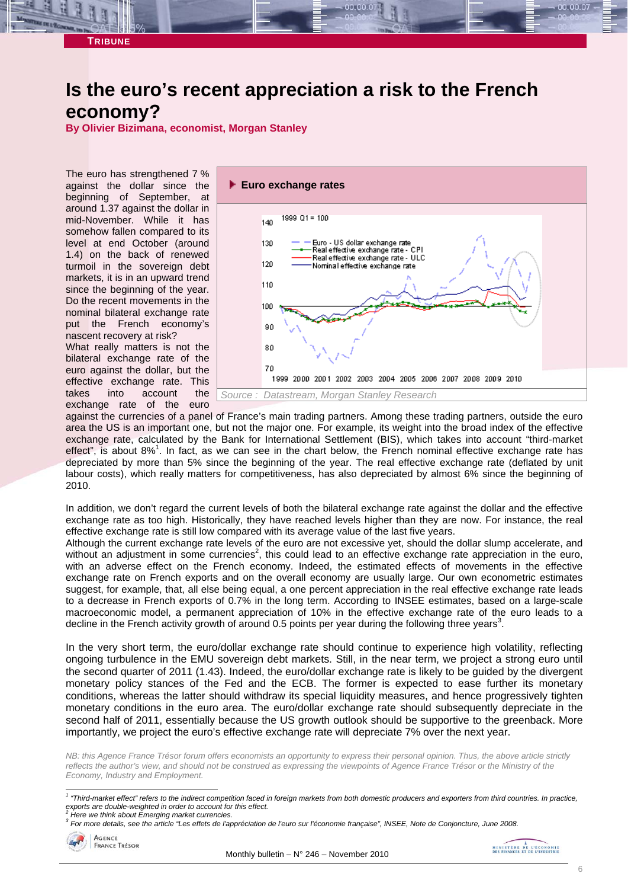TRIBUNE

# Is the euro's recent appreciation a risk to the French economy?

**By Olivier Bizimana, economist, Morgan Stanley**

The euro has strengthened 7 % against the dollar since the beginning of September, at around 1.37 against the dollar in mid-November. While it has somehow fallen compared to its level at end October (around 1.4) on the back of renewed turmoil in the sovereign debt markets, it is in an upward trend since the beginning of the year. Do the recent movements in the nominal bilateral exchange rate put the French economy's nascent recovery at risk?

What really matters is not the bilateral exchange rate of the euro against the dollar, but the effective exchange rate. This takes into account the exchange rate of the euro against the currencies of a panel of France's main trading partners. Among these trading partners, outside the euro area the US is an important one, but not the major one. For example, its weight into the broad index of the effective exchange rate, calculated by the Bank for International Settlement (BIS), which takes into account "third-market effect", is about 8%[1]. In fact, as we can see in the chart below, the French nominal effective exchange rate has depreciated by more than 5% since the beginning of the year. The real effective exchange rate (deflated by unit labour costs), which really matters for competitiveness, has also depreciated by almost 6% since the beginning of 2010.

**Euro exchange rates**

Source : Datastream, Morgan Stanley Research

In addition, we don't regard the current levels of both the bilateral exchange rate against the dollar and the effective exchange rate as too high. Historically, they have reached levels higher than they are now. For instance, the real effective exchange rate is still low compared with its average value of the last five years.

Although the current exchange rate levels of the euro are not excessive yet, should the dollar slump accelerate, and without an adjustment in some currencies[2], this could lead to an effective exchange rate appreciation in the euro, with an adverse effect on the French economy. Indeed, the estimated effects of movements in the effective exchange rate on French exports and on the overall economy are usually large. Our own econometric estimates suggest, for example, that, all else being equal, a one percent appreciation in the real effective exchange rate leads to a decrease in French exports of 0.7% in the long term. According to INSEE estimates, based on a large-scale macroeconomic model, a permanent appreciation of 10% in the effective exchange rate of the euro leads to a decline in the French activity growth of around 0.5 points per year during the following three years[3].

In the very short term, the euro/dollar exchange rate should continue to experience high volatility, reflecting ongoing turbulence in the EMU sovereign debt markets. Still, in the near term, we project a strong euro until the second quarter of 2011 (1.43). Indeed, the euro/dollar exchange rate is likely to be guided by the divergent monetary policy stances of the Fed and the ECB. The former is expected to ease further its monetary conditions, whereas the latter should withdraw its special liquidity measures, and hence progressively tighten monetary conditions in the euro area. The euro/dollar exchange rate should subsequently depreciate in the second half of 2011, essentially because the US growth outlook should be supportive to the greenback. More importantly, we project the euro's effective exchange rate will depreciate 7% over the next year.

*NB: this Agence France Trésor forum offers economists an opportunity to express their personal opinion. Thus, the above article strictly reflects the author's view, and should not be construed as expressing the viewpoints of Agence France Trésor or the Ministry of the Economy, Industry and Employment.*

---

[1] *"Third-market effect" refers to the indirect competition faced in foreign markets from both domestic producers and exporters from third countries. In practice, exports are double-weighted in order to account for this effect.*

[2] *Here we think about Emerging market currencies.*

[3] *For more details, see the article "Les effets de l'appréciation de l'euro sur l'économie française", INSEE, Note de Conjoncture, June 2008.*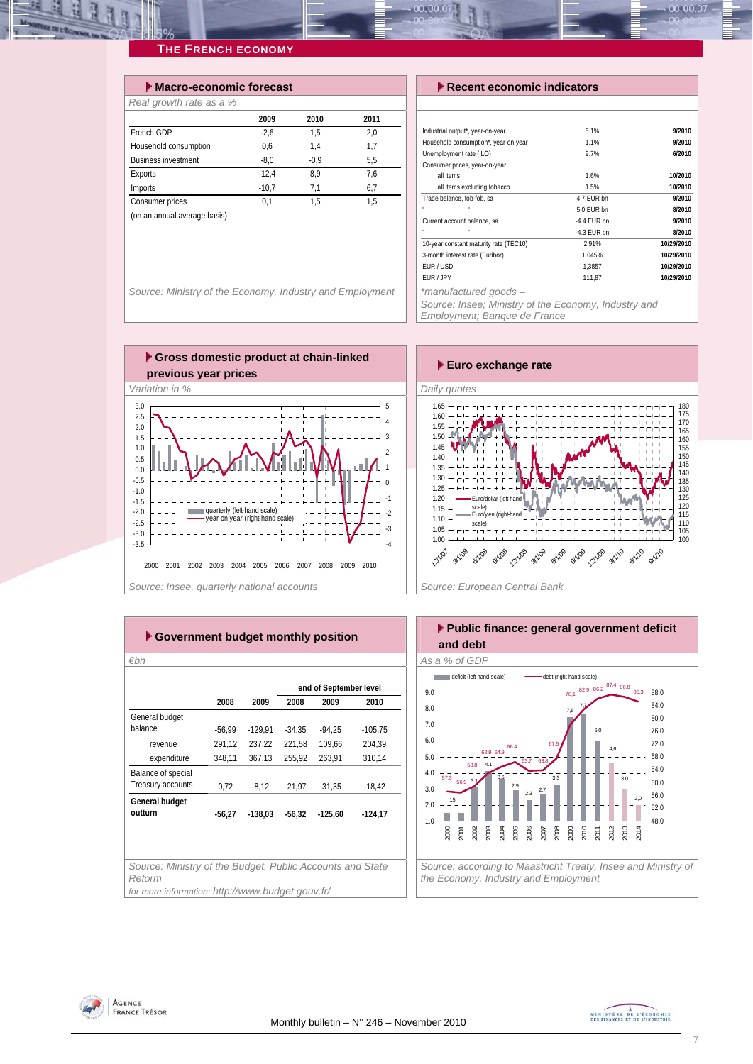## The French Economy

### Macro-economic forecast

*Real growth rate as a %*

| | 2009 | 2010 | 2011 |
|---|---|---|---|
| French GDP | -2,6 | 1,5 | 2,0 |
| Household consumption | 0,6 | 1,4 | 1,7 |
| Business investment | -8,0 | -0,9 | 5,5 |
| Exports | -12,4 | 8,9 | 7,6 |
| Imports | -10,7 | 7,1 | 6,7 |
| Consumer prices | 0,1 | 1,5 | 1,5 |
| (on an annual average basis) | | | |

*Source: Ministry of the Economy, Industry and Employment*

### Recent economic indicators

| | | |
|---|---|---|
| Industrial output*, year-on-year | 5.1% | 9/2010 |
| Household consumption*, year-on-year | 1.1% | 9/2010 |
| Unemployment rate (ILO) | 9.7% | 6/2010 |
| Consumer prices, year-on-year | | |
| all items | 1.6% | 10/2010 |
| all items excluding tobacco | 1.5% | 10/2010 |
| Trade balance, fob-fob, sa | 4.7 EUR bn | 9/2010 |
| " " | 5.0 EUR bn | 8/2010 |
| Current account balance, sa | -4.4 EUR bn | 9/2010 |
| " " | -4.3 EUR bn | 8/2010 |
| 10-year constant maturity rate (TEC10) | 2.91% | 10/29/2010 |
| 3-month interest rate (Euribor) | 1.045% | 10/29/2010 |
| EUR / USD | 1,3857 | 10/29/2010 |
| EUR / JPY | 111,87 | 10/29/2010 |

*\*manufactured goods –*

*Source: Insee; Ministry of the Economy, Industry and Employment; Banque de France*

### Gross domestic product at chain-linked previous year prices

*Variation in %*

*Source: Insee, quarterly national accounts*

### Euro exchange rate

*Daily quotes*

*Source: European Central Bank*

### Government budget monthly position

*€bn*

| | 2008 | 2009 | end of September level 2008 | 2009 | 2010 |
|---|---|---|---|---|---|
| General budget balance | -56,99 | -129,91 | -34,35 | -94,25 | -105,75 |
| revenue | 291,12 | 237,22 | 221,58 | 109,66 | 204,39 |
| expenditure | 348,11 | 367,13 | 255,92 | 263,91 | 310,14 |
| Balance of special Treasury accounts | 0,72 | -8,12 | -21,97 | -31,35 | -18,42 |
| **General budget outturn** | **-56,27** | **-138,03** | **-56,32** | **-125,60** | **-124,17** |

*Source: Ministry of the Budget, Public Accounts and State Reform*

*for more information: http://www.budget.gouv.fr/*

### Public finance: general government deficit and debt

*As a % of GDP*

*Source: according to Maastricht Treaty, Insee and Ministry of the Economy, Industry and Employment*

Monthly bulletin – N° 246 – November 2010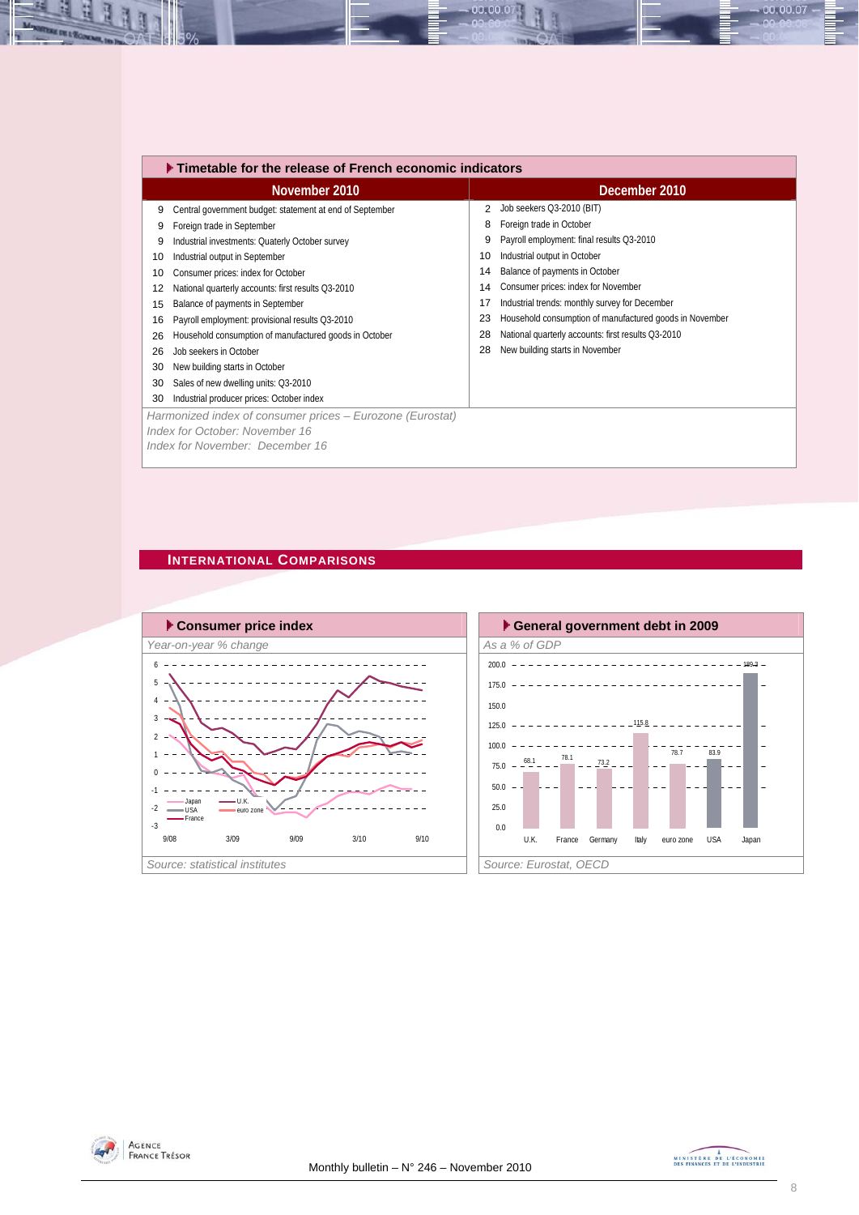## Timetable for the release of French economic indicators

| November 2010 | | December 2010 | |
|---|---|---|---|
| 9 | Central government budget: statement at end of September | 2 | Job seekers Q3-2010 (BIT) |
| 9 | Foreign trade in September | 8 | Foreign trade in October |
| 9 | Industrial investments: Quaterly October survey | 9 | Payroll employment: final results Q3-2010 |
| 10 | Industrial output in September | 10 | Industrial output in October |
| 10 | Consumer prices: index for October | 14 | Balance of payments in October |
| 12 | National quarterly accounts: first results Q3-2010 | 14 | Consumer prices: index for November |
| 15 | Balance of payments in September | 17 | Industrial trends: monthly survey for December |
| 16 | Payroll employment: provisional results Q3-2010 | 23 | Household consumption of manufactured goods in November |
| 26 | Household consumption of manufactured goods in October | 28 | National quarterly accounts: first results Q3-2010 |
| 26 | Job seekers in October | 28 | New building starts in November |
| 30 | New building starts in October | | |
| 30 | Sales of new dwelling units: Q3-2010 | | |
| 30 | Industrial producer prices: October index | | |

*Harmonized index of consumer prices – Eurozone (Eurostat)*
*Index for October: November 16*
*Index for November: December 16*

## International Comparisons

### Consumer price index

*Year-on-year % change*

*Source: statistical institutes*

### General government debt in 2009

*As a % of GDP*

| U.K. | France | Germany | Italy | euro zone | USA | Japan |
|---|---|---|---|---|---|---|
| 68.1 | 78.1 | 73.2 | 115.8 | 78.7 | 83.9 | 189.3 |

*Source: Eurostat, OECD*

Monthly bulletin – N° 246 – November 2010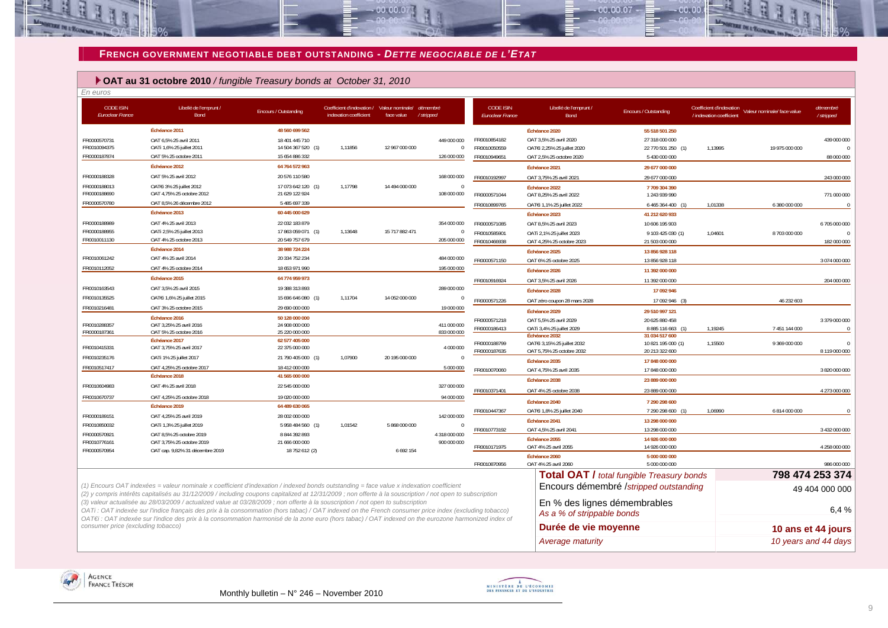## FRENCH GOVERNMENT NEGOTIABLE DEBT OUTSTANDING - *DETTE NEGOCIABLE DE L'ETAT*

### OAT au 31 octobre 2010 / *fungible Treasury bonds at October 31, 2010*

*En euros*

| CODE ISIN *Euroclear France* | Libellé de l'emprunt / Bond | Encours / Outstanding | Coefficient d'indexation / indexation coefficient | Valeur nominale/ face value | démembré / stripped |
|---|---|---|---|---|---|
| | **Échéance 2011** | **48 560 699 562** | | | |
| FR0000570731 | OAT 6,5% 25 avril 2011 | 18 401 445 710 | | | 449 000 000 |
| FR0010094375 | OATi 1,6% 25 juillet 2011 | 14 504 367 520 (1) | 1,11856 | 12 967 000 000 | 0 |
| FR0000187874 | OAT 5% 25 octobre 2011 | 15 654 886 332 | | | 126 000 000 |
| | **Échéance 2012** | **64 764 572 963** | | | |
| FR0000188328 | OAT 5% 25 avril 2012 | 20 576 110 580 | | | 168 000 000 |
| FR0000188013 | OAT€i 3% 25 juillet 2012 | 17 073 642 120 (1) | 1,17798 | 14 494 000 000 | 0 |
| FR0000188690 | OAT 4,75% 25 octobre 2012 | 21 629 122 924 | | | 108 000 000 |
| FR0000570780 | OAT 8,5% 26 décembre 2012 | 5 485 697 339 | | | |
| | **Échéance 2013** | **60 445 000 629** | | | |
| FR0000188989 | OAT 4% 25 avril 2013 | 22 032 183 879 | | | 354 000 000 |
| FR0000188955 | OATi 2,5% 25 juillet 2013 | 17 863 059 071 (1) | 1,13648 | 15 717 882 471 | 0 |
| FR0010011130 | OAT 4% 25 octobre 2013 | 20 549 757 679 | | | 205 000 000 |
| | **Échéance 2014** | **38 988 724 224** | | | |
| FR0010061242 | OAT 4% 25 avril 2014 | 20 334 752 234 | | | 484 000 000 |
| FR0010112052 | OAT 4% 25 octobre 2014 | 18 653 971 990 | | | 195 000 000 |
| | **Échéance 2015** | **64 774 959 973** | | | |
| FR0010163543 | OAT 3,5% 25 avril 2015 | 19 388 313 893 | | | 289 000 000 |
| FR0010135525 | OAT€i 1,6% 25 juillet 2015 | 15 696 646 080 (1) | 1,11704 | 14 052 000 000 | 0 |
| FR0010216481 | OAT 3% 25 octobre 2015 | 29 690 000 000 | | | 19 000 000 |
| | **Échéance 2016** | **50 128 000 000** | | | |
| FR0010288357 | OAT 3,25% 25 avril 2016 | 24 908 000 000 | | | 411 000 000 |
| FR0000187361 | OAT 5% 25 octobre 2016 | 25 220 000 000 | | | 833 000 000 |
| | **Échéance 2017** | **62 577 405 000** | | | |
| FR0010415331 | OAT 3,75% 25 avril 2017 | 22 375 000 000 | | | 4 000 000 |
| FR0010235176 | OATi 1% 25 juillet 2017 | 21 790 405 000 (1) | 1,07900 | 20 195 000 000 | 0 |
| FR0010517417 | OAT 4,25% 25 octobre 2017 | 18 412 000 000 | | | 5 000 000 |
| | **Échéance 2018** | **41 565 000 000** | | | |
| FR0010604983 | OAT 4% 25 avril 2018 | 22 545 000 000 | | | 327 000 000 |
| FR0010670737 | OAT 4,25% 25 octobre 2018 | 19 020 000 000 | | | 94 000 000 |
| | **Échéance 2019** | **64 489 630 065** | | | |
| FR0000189151 | OAT 4,25% 25 avril 2019 | 28 002 000 000 | | | 142 000 000 |
| FR0010850032 | OATi 1,3% 25 juillet 2019 | 5 958 484 560 (1) | 1,01542 | 5 868 000 000 | 0 |
| FR0000570921 | OAT 8,5% 25 octobre 2019 | 8 844 392 893 | | | 4 318 000 000 |
| FR0010776161 | OAT 3,75% 25 octobre 2019 | 21 666 000 000 | | | 900 000 000 |
| FR0000570954 | OAT cap. 9,82% 31 décembre 2019 | 18 752 612 (2) | | 6 692 154 | |
| | **Échéance 2020** | **55 518 501 250** | | | |
| FR0010854182 | OAT 3,5% 25 avril 2020 | 27 318 000 000 | | | 439 000 000 |
| FR0010050559 | OAT€i 2,25% 25 juillet 2020 | 22 770 501 250 (1) | 1,13995 | 19 975 000 000 | 0 |
| FR0010949651 | OAT 2,5% 25 octobre 2020 | 5 430 000 000 | | | 88 000 000 |
| | **Échéance 2021** | **29 677 000 000** | | | |
| FR0010192997 | OAT 3,75% 25 avril 2021 | 29 677 000 000 | | | 243 000 000 |
| | **Échéance 2022** | **7 709 304 390** | | | |
| FR0000571044 | OAT 8,25% 25 avril 2022 | 1 243 939 990 | | | 771 000 000 |
| FR0010899765 | OAT€i 1,1% 25 juillet 2022 | 6 465 364 400 (1) | 1,01338 | 6 380 000 000 | 0 |
| | **Échéance 2023** | **41 212 620 933** | | | |
| FR0000571085 | OAT 8,5% 25 avril 2023 | 10 606 195 903 | | | 6 705 000 000 |
| FR0010585901 | OATi 2,1% 25 juillet 2023 | 9 103 425 030 (1) | 1,04601 | 8 703 000 000 | 0 |
| FR0010466938 | OAT 4,25% 25 octobre 2023 | 21 503 000 000 | | | 182 000 000 |
| | **Échéance 2025** | **13 856 928 118** | | | |
| FR0000571150 | OAT 6% 25 octobre 2025 | 13 856 928 118 | | | 3 074 000 000 |
| | **Échéance 2026** | **11 392 000 000** | | | |
| FR0010916924 | OAT 3,5% 25 avril 2026 | 11 392 000 000 | | | 204 000 000 |
| | **Échéance 2028** | **17 092 946** | | | |
| FR0000571226 | OAT zéro coupon 28 mars 2028 | 17 092 946 (3) | | 46 232 603 | |
| | **Échéance 2029** | **29 510 997 121** | | | |
| FR0000571218 | OAT 5,5% 25 avril 2029 | 20 625 880 458 | | | 3 379 000 000 |
| FR0000186413 | OATi 3,4% 25 juillet 2029 | 8 885 116 663 (1) | 1,19245 | 7 451 144 000 | 0 |
| | **Échéance 2032** | **31 034 517 600** | | | |
| FR0000188799 | OAT€i 3,15% 25 juillet 2032 | 10 821 195 000 (1) | 1,15500 | 9 369 000 000 | 0 |
| FR0000187635 | OAT 5,75% 25 octobre 2032 | 20 213 322 600 | | | 8 119 000 000 |
| | **Échéance 2035** | **17 848 000 000** | | | |
| FR0010070060 | OAT 4,75% 25 avril 2035 | 17 848 000 000 | | | 3 820 000 000 |
| | **Échéance 2038** | **23 889 000 000** | | | |
| FR0010371401 | OAT 4% 25 octobre 2038 | 23 889 000 000 | | | 4 273 000 000 |
| | **Échéance 2040** | **7 290 298 600** | | | |
| FR0010447367 | OAT€i 1,8% 25 juillet 2040 | 7 290 298 600 (1) | 1,06990 | 6 814 000 000 | 0 |
| | **Échéance 2041** | **13 298 000 000** | | | |
| FR0010773192 | OAT 4,5% 25 avril 2041 | 13 298 000 000 | | | 3 432 000 000 |
| | **Échéance 2055** | **14 926 000 000** | | | |
| FR0010171975 | OAT 4% 25 avril 2055 | 14 926 000 000 | | | 4 258 000 000 |
| | **Échéance 2060** | **5 000 000 000** | | | |
| FR0010870956 | OAT 4% 25 avril 2060 | 5 000 000 000 | | | 986 000 000 |

| | |
|---|---|
| **Total OAT /** *total fungible Treasury bonds* | **798 474 253 374** |
| Encours démembré /*stripped outstanding* | 49 404 000 000 |
| En % des lignes démembrables *As a % of strippable bonds* | 6,4 % |
| **Durée de vie moyenne** | **10 ans et 44 jours** |
| *Average maturity* | *10 years and 44 days* |

*(1) Encours OAT indexées = valeur nominale x coefficient d'indexation / indexed bonds outstanding = face value x indexation coefficient*
*(2) y compris intérêts capitalisés au 31/12/2009 / including coupons capitalized at 12/31/2009 ; non offerte à la souscription / not open to subscription*
*(3) valeur actualisée au 28/03/2009 / actualized value at 03/28/2009 ; non offerte à la souscription / not open to subscription*
*OATi : OAT indexée sur l'indice français des prix à la consommation (hors tabac) / OAT indexed on the French consumer price index (excluding tobacco)*
*OAT€i : OAT indexée sur l'indice des prix à la consommation harmonisé de la zone euro (hors tabac) / OAT indexed on the eurozone harmonized index of consumer price (excluding tobacco)*

Monthly bulletin – N° 246 – November 2010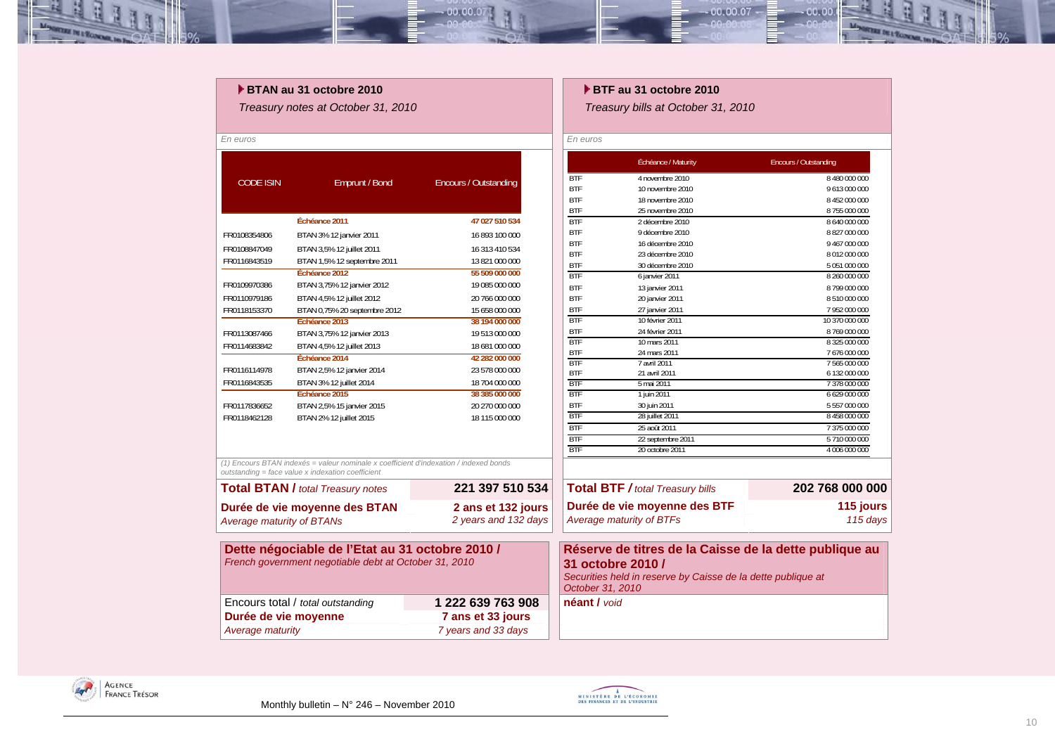## BTAN au 31 octobre 2010

*Treasury notes at October 31, 2010*

*En euros*

| CODE ISIN | Emprunt / Bond | Encours / Outstanding |
|---|---|---|
| | **Échéance 2011** | **47 027 510 534** |
| FR0108354806 | BTAN 3% 12 janvier 2011 | 16 893 100 000 |
| FR0108847049 | BTAN 3,5% 12 juillet 2011 | 16 313 410 534 |
| FR0116843519 | BTAN 1,5% 12 septembre 2011 | 13 821 000 000 |
| | **Échéance 2012** | **55 509 000 000** |
| FR0109970386 | BTAN 3,75% 12 janvier 2012 | 19 085 000 000 |
| FR0110979186 | BTAN 4,5% 12 juillet 2012 | 20 766 000 000 |
| FR0118153370 | BTAN 0,75% 20 septembre 2012 | 15 658 000 000 |
| | **Échéance 2013** | **38 194 000 000** |
| FR0113087466 | BTAN 3,75% 12 janvier 2013 | 19 513 000 000 |
| FR0114683842 | BTAN 4,5% 12 juillet 2013 | 18 681 000 000 |
| | **Échéance 2014** | **42 282 000 000** |
| FR0116114978 | BTAN 2,5% 12 janvier 2014 | 23 578 000 000 |
| FR0116843535 | BTAN 3% 12 juillet 2014 | 18 704 000 000 |
| | **Échéance 2015** | **38 385 000 000** |
| FR0117836652 | BTAN 2,5% 15 janvier 2015 | 20 270 000 000 |
| FR0118462128 | BTAN 2% 12 juillet 2015 | 18 115 000 000 |

*(1) Encours BTAN indexés = valeur nominale x coefficient d'indexation / indexed bonds outstanding = face value x indexation coefficient*

**Total BTAN /** *total Treasury notes* — **221 397 510 534**

**Durée de vie moyenne des BTAN** — **2 ans et 132 jours**
*Average maturity of BTANs* — *2 years and 132 days*

## BTF au 31 octobre 2010

*Treasury bills at October 31, 2010*

*En euros*

| | Échéance / Maturity | Encours / Outstanding |
|---|---|---|
| BTF | 4 novembre 2010 | 8 480 000 000 |
| BTF | 10 novembre 2010 | 9 613 000 000 |
| BTF | 18 novembre 2010 | 8 452 000 000 |
| BTF | 25 novembre 2010 | 8 755 000 000 |
| BTF | 2 décembre 2010 | 8 640 000 000 |
| BTF | 9 décembre 2010 | 8 827 000 000 |
| BTF | 16 décembre 2010 | 9 467 000 000 |
| BTF | 23 décembre 2010 | 8 012 000 000 |
| BTF | 30 décembre 2010 | 5 051 000 000 |
| BTF | 6 janvier 2011 | 8 260 000 000 |
| BTF | 13 janvier 2011 | 8 799 000 000 |
| BTF | 20 janvier 2011 | 8 510 000 000 |
| BTF | 27 janvier 2011 | 7 952 000 000 |
| BTF | 10 février 2011 | 10 370 000 000 |
| BTF | 24 février 2011 | 8 769 000 000 |
| BTF | 10 mars 2011 | 8 325 000 000 |
| BTF | 24 mars 2011 | 7 676 000 000 |
| BTF | 7 avril 2011 | 7 565 000 000 |
| BTF | 21 avril 2011 | 6 132 000 000 |
| BTF | 5 mai 2011 | 7 378 000 000 |
| BTF | 1 juin 2011 | 6 629 000 000 |
| BTF | 30 juin 2011 | 5 557 000 000 |
| BTF | 28 juillet 2011 | 8 458 000 000 |
| BTF | 25 août 2011 | 7 375 000 000 |
| BTF | 22 septembre 2011 | 5 710 000 000 |
| BTF | 20 octobre 2011 | 4 006 000 000 |

**Total BTF /** *total Treasury bills* — **202 768 000 000**

**Durée de vie moyenne des BTF** — **115 jours**
*Average maturity of BTFs* — *115 days*

## Dette négociable de l'Etat au 31 octobre 2010 /

*French government negotiable debt at October 31, 2010*

| | |
|---|---|
| Encours total / *total outstanding* | **1 222 639 763 908** |
| **Durée de vie moyenne** | **7 ans et 33 jours** |
| *Average maturity* | *7 years and 33 days* |

## Réserve de titres de la Caisse de la dette publique au 31 octobre 2010 /

*Securities held in reserve by Caisse de la dette publique at October 31, 2010*

**néant /** *void*

Monthly bulletin – N° 246 – November 2010